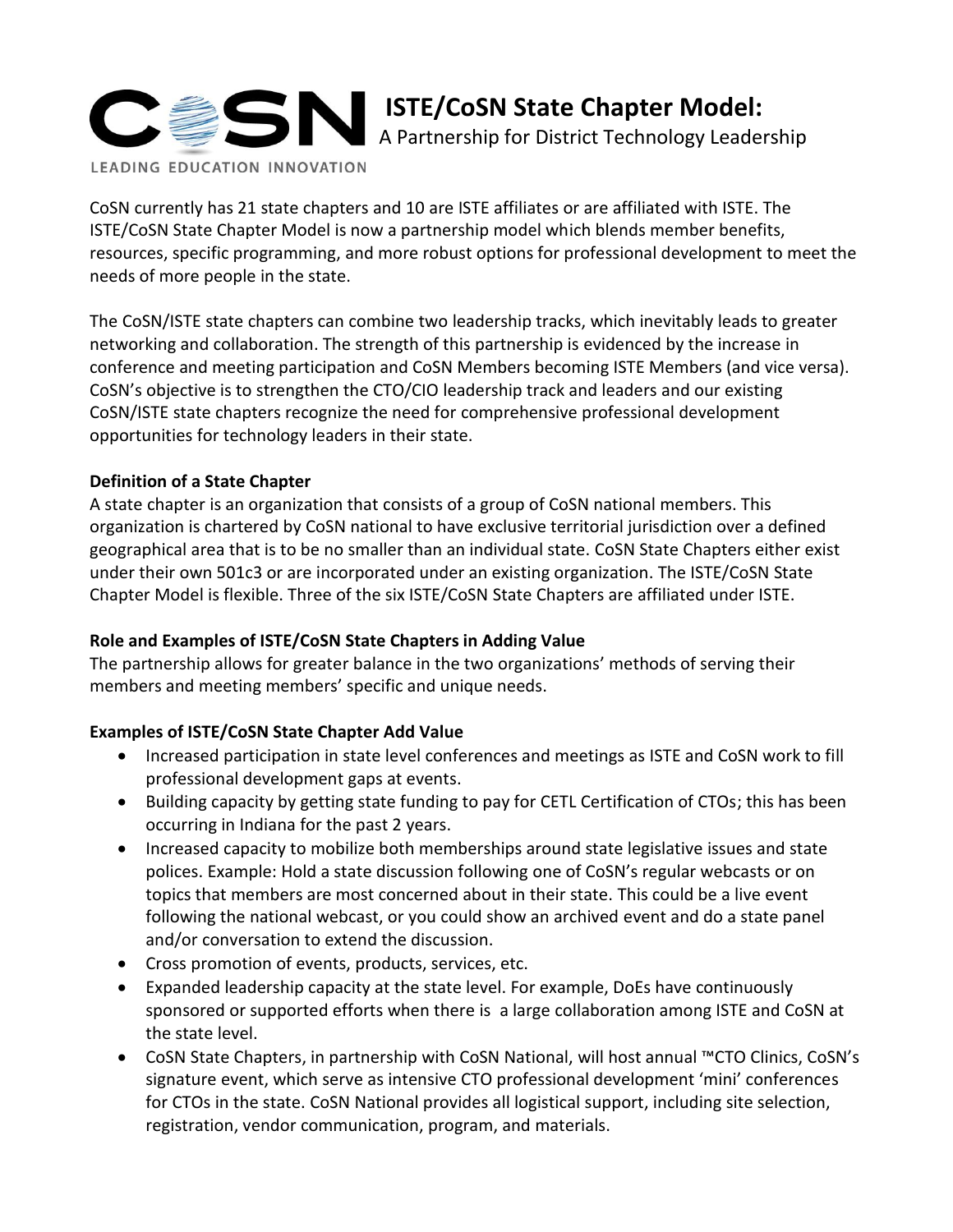# ISTE/CoSN State Chapter Model:

A Partnership for District Technology Leadership

CoSN currently has 21 state chapters and 10 are ISTE affiliates or are affiliated with ISTE. The ISTE/CoSN State Chapter Model is now a partnership model which blends member benefits, resources, specific programming, and more robust options for professional development to meet the needs of more people in the state.

The CoSN/ISTE state chapters can combine two leadership tracks, which inevitably leads to greater networking and collaboration. The strength of this partnership is evidenced by the increase in conference and meeting participation and CoSN Members becoming ISTE Members (and vice versa). CoSN's objective is to strengthen the CTO/CIO leadership track and leaders and our existing CoSN/ISTE state chapters recognize the need for comprehensive professional development opportunities for technology leaders in their state.

**Definition of a State Chapter**

A state chapter is an organization that consists of a group of CoSN national members. This organization is chartered by CoSN national to have exclusive territorial jurisdiction over a defined geographical area that is to be no smaller than an individual state. CoSN State Chapters either exist under their own 501c3 or are incorporated under an existing organization. The ISTE/CoSN State Chapter Model is flexible. Three of the six ISTE/CoSN State Chapters are affiliated under ISTE.

**Role and Examples of ISTE/CoSN State Chapters in Adding Value**

The partnership allows for greater balance in the two organizations' methods of serving their members and meeting members' specific and unique needs.

**Examples of ISTE/CoSN State Chapter Add Value**

- Increased participation in state level conferences and meetings as ISTE and CoSN work to fill professional development gaps at events.
- Building capacity by getting state funding to pay for CETL Certification of CTOs; this has been occurring in Indiana for the past 2 years.
- Increased capacity to mobilize both memberships around state legislative issues and state polices. Example: Hold a state discussion following one of CoSN's regular webcasts or on topics that members are most concerned about in their state. This could be a live event following the national webcast, or you could show an archived event and do a state panel and/or conversation to extend the discussion.
- Cross promotion of events, products, services, etc.
- Expanded leadership capacity at the state level. For example, DoEs have continuously sponsored or supported efforts when there is a large collaboration among ISTE and CoSN at the state level.
- CoSN State Chapters, in partnership with CoSN National, will host annual ™CTO Clinics, CoSN's signature event, which serve as intensive CTO professional development 'mini' conferences for CTOs in the state. CoSN National provides all logistical support, including site selection, registration, vendor communication, program, and materials.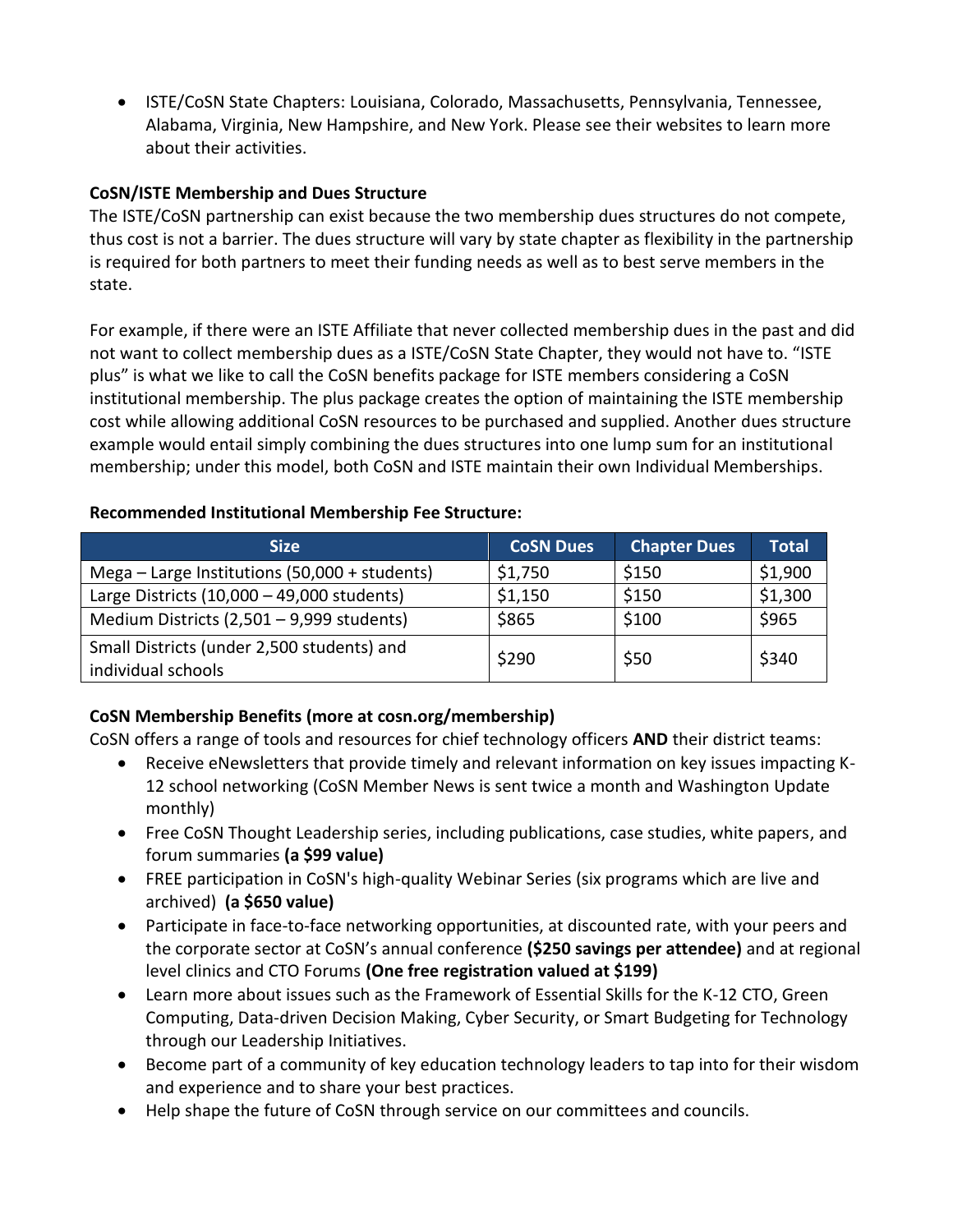- ISTE/CoSN State Chapters: Louisiana, Colorado, Massachusetts, Pennsylvania, Tennessee, Alabama, Virginia, New Hampshire, and New York. Please see their websites to learn more about their activities.

**CoSN/ISTE Membership and Dues Structure**

The ISTE/CoSN partnership can exist because the two membership dues structures do not compete, thus cost is not a barrier. The dues structure will vary by state chapter as flexibility in the partnership is required for both partners to meet their funding needs as well as to best serve members in the state.

For example, if there were an ISTE Affiliate that never collected membership dues in the past and did not want to collect membership dues as a ISTE/CoSN State Chapter, they would not have to. "ISTE plus" is what we like to call the CoSN benefits package for ISTE members considering a CoSN institutional membership. The plus package creates the option of maintaining the ISTE membership cost while allowing additional CoSN resources to be purchased and supplied. Another dues structure example would entail simply combining the dues structures into one lump sum for an institutional membership; under this model, both CoSN and ISTE maintain their own Individual Memberships.

**Recommended Institutional Membership Fee Structure:**

| Size | CoSN Dues | Chapter Dues | Total |
|---|---|---|---|
| Mega – Large Institutions (50,000 + students) | $1,750 | $150 | $1,900 |
| Large Districts (10,000 – 49,000 students) | $1,150 | $150 | $1,300 |
| Medium Districts (2,501 – 9,999 students) | $865 | $100 | $965 |
| Small Districts (under 2,500 students) and individual schools | $290 | $50 | $340 |

**CoSN Membership Benefits (more at cosn.org/membership)**

CoSN offers a range of tools and resources for chief technology officers **AND** their district teams:

- Receive eNewsletters that provide timely and relevant information on key issues impacting K-12 school networking (CoSN Member News is sent twice a month and Washington Update monthly)
- Free CoSN Thought Leadership series, including publications, case studies, white papers, and forum summaries **(a $99 value)**
- FREE participation in CoSN's high-quality Webinar Series (six programs which are live and archived) **(a $650 value)**
- Participate in face-to-face networking opportunities, at discounted rate, with your peers and the corporate sector at CoSN's annual conference **($250 savings per attendee)** and at regional level clinics and CTO Forums **(One free registration valued at $199)**
- Learn more about issues such as the Framework of Essential Skills for the K-12 CTO, Green Computing, Data-driven Decision Making, Cyber Security, or Smart Budgeting for Technology through our Leadership Initiatives.
- Become part of a community of key education technology leaders to tap into for their wisdom and experience and to share your best practices.
- Help shape the future of CoSN through service on our committees and councils.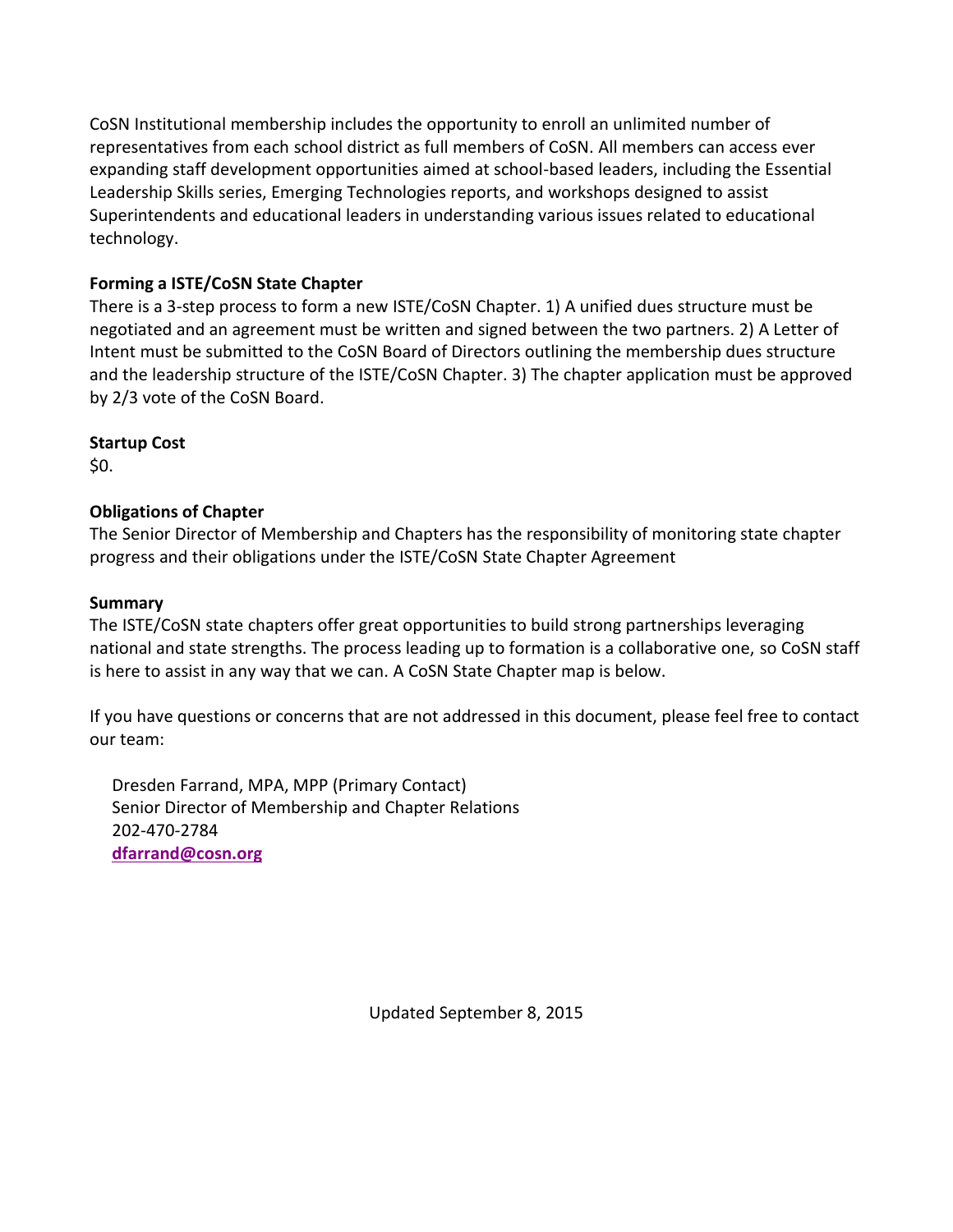CoSN Institutional membership includes the opportunity to enroll an unlimited number of representatives from each school district as full members of CoSN. All members can access ever expanding staff development opportunities aimed at school-based leaders, including the Essential Leadership Skills series, Emerging Technologies reports, and workshops designed to assist Superintendents and educational leaders in understanding various issues related to educational technology.

**Forming a ISTE/CoSN State Chapter**

There is a 3-step process to form a new ISTE/CoSN Chapter. 1) A unified dues structure must be negotiated and an agreement must be written and signed between the two partners. 2) A Letter of Intent must be submitted to the CoSN Board of Directors outlining the membership dues structure and the leadership structure of the ISTE/CoSN Chapter. 3) The chapter application must be approved by 2/3 vote of the CoSN Board.

**Startup Cost**

$0.

**Obligations of Chapter**

The Senior Director of Membership and Chapters has the responsibility of monitoring state chapter progress and their obligations under the ISTE/CoSN State Chapter Agreement

**Summary**

The ISTE/CoSN state chapters offer great opportunities to build strong partnerships leveraging national and state strengths. The process leading up to formation is a collaborative one, so CoSN staff is here to assist in any way that we can. A CoSN State Chapter map is below.

If you have questions or concerns that are not addressed in this document, please feel free to contact our team:

Dresden Farrand, MPA, MPP (Primary Contact)
Senior Director of Membership and Chapter Relations
202-470-2784
**dfarrand@cosn.org**

Updated September 8, 2015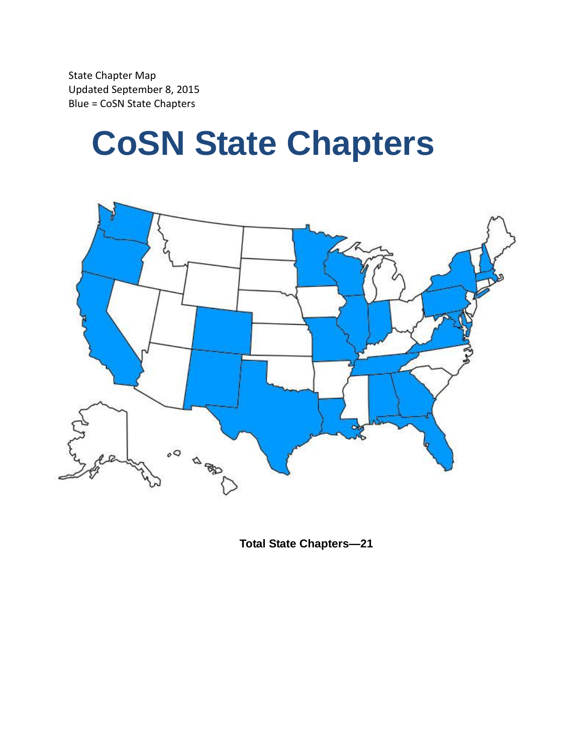State Chapter Map
Updated September 8, 2015
Blue = CoSN State Chapters

# CoSN State Chapters

**Total State Chapters—21**